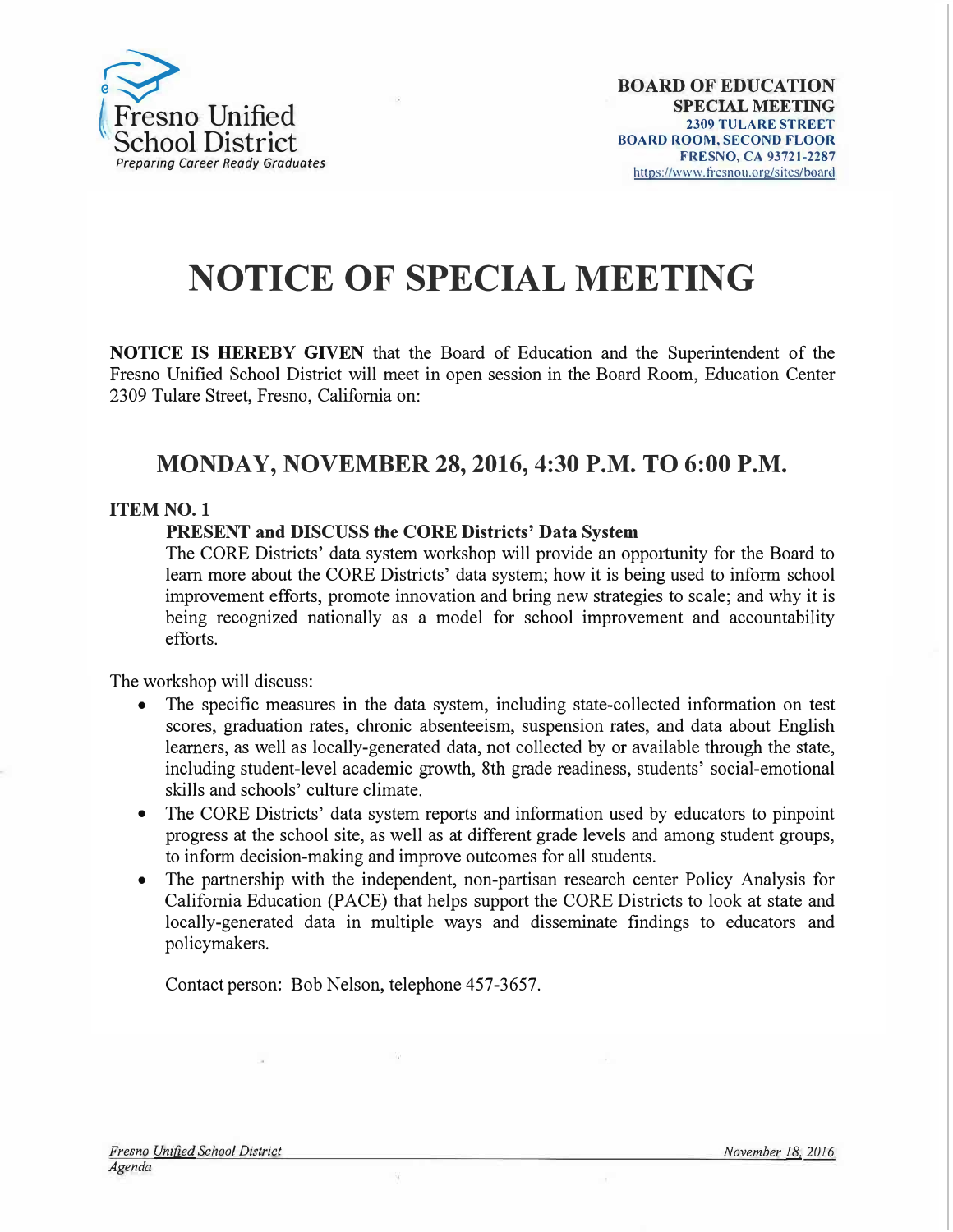Fresno Unified School District
*Preparing Career Ready Graduates*

**BOARD OF EDUCATION**
**SPECIAL MEETING**
**2309 TULARE STREET**
**BOARD ROOM, SECOND FLOOR**
**FRESNO, CA 93721-2287**
https://www.fresnou.org/sites/board

# NOTICE OF SPECIAL MEETING

**NOTICE IS HEREBY GIVEN** that the Board of Education and the Superintendent of the Fresno Unified School District will meet in open session in the Board Room, Education Center 2309 Tulare Street, Fresno, California on:

## MONDAY, NOVEMBER 28, 2016, 4:30 P.M. TO 6:00 P.M.

**ITEM NO. 1**

**PRESENT and DISCUSS the CORE Districts' Data System**

The CORE Districts' data system workshop will provide an opportunity for the Board to learn more about the CORE Districts' data system; how it is being used to inform school improvement efforts, promote innovation and bring new strategies to scale; and why it is being recognized nationally as a model for school improvement and accountability efforts.

The workshop will discuss:

- The specific measures in the data system, including state-collected information on test scores, graduation rates, chronic absenteeism, suspension rates, and data about English learners, as well as locally-generated data, not collected by or available through the state, including student-level academic growth, 8th grade readiness, students' social-emotional skills and schools' culture climate.
- The CORE Districts' data system reports and information used by educators to pinpoint progress at the school site, as well as at different grade levels and among student groups, to inform decision-making and improve outcomes for all students.
- The partnership with the independent, non-partisan research center Policy Analysis for California Education (PACE) that helps support the CORE Districts to look at state and locally-generated data in multiple ways and disseminate findings to educators and policymakers.

Contact person: Bob Nelson, telephone 457-3657.

*Fresno Unified School District* — *Agenda* — *November 18, 2016*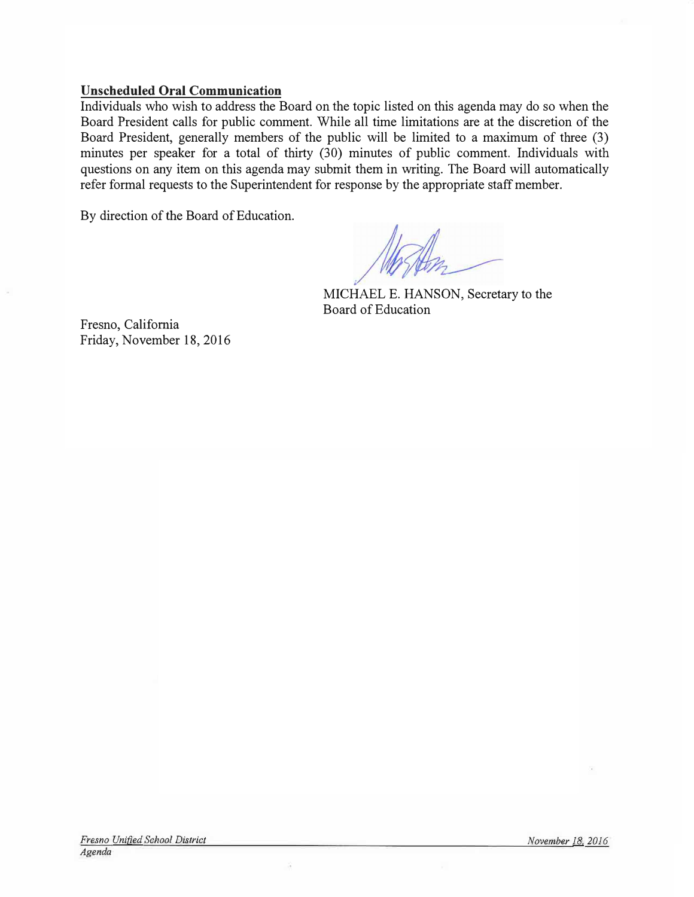## **Unscheduled Oral Communication**

Individuals who wish to address the Board on the topic listed on this agenda may do so when the Board President calls for public comment. While all time limitations are at the discretion of the Board President, generally members of the public will be limited to a maximum of three (3) minutes per speaker for a total of thirty (30) minutes of public comment. Individuals with questions on any item on this agenda may submit them in writing. The Board will automatically refer formal requests to the Superintendent for response by the appropriate staff member.

By direction of the Board of Education.

MICHAEL E. HANSON, Secretary to the Board of Education

Fresno, California
Friday, November 18, 2016